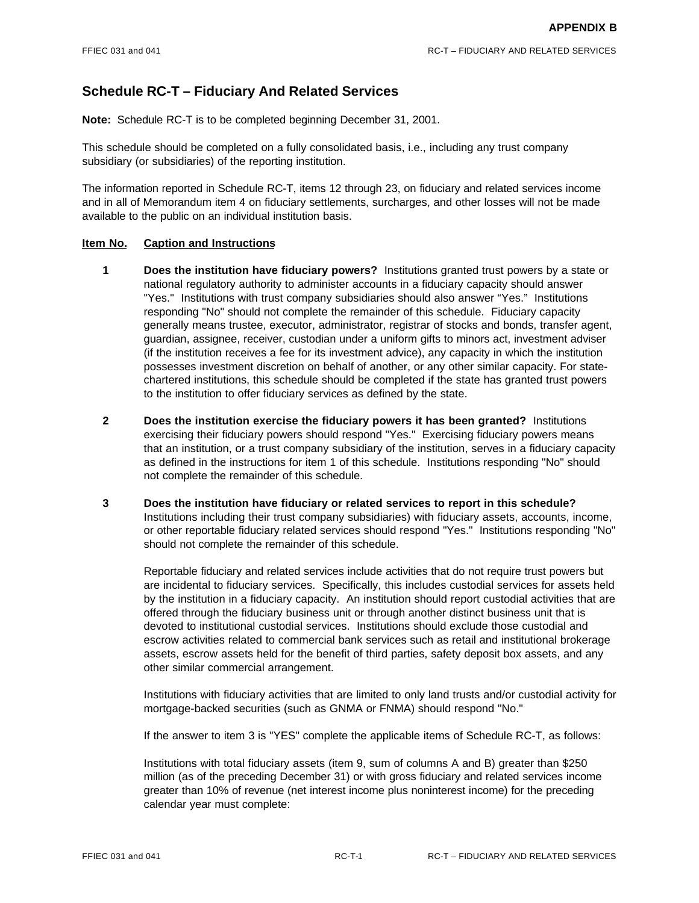# Schedule RC-T – Fiduciary And Related Services

**Note:** Schedule RC-T is to be completed beginning December 31, 2001.

This schedule should be completed on a fully consolidated basis, i.e., including any trust company subsidiary (or subsidiaries) of the reporting institution.

The information reported in Schedule RC-T, items 12 through 23, on fiduciary and related services income and in all of Memorandum item 4 on fiduciary settlements, surcharges, and other losses will not be made available to the public on an individual institution basis.

**Item No.** **Caption and Instructions**

**1** **Does the institution have fiduciary powers?** Institutions granted trust powers by a state or national regulatory authority to administer accounts in a fiduciary capacity should answer "Yes." Institutions with trust company subsidiaries should also answer "Yes." Institutions responding "No" should not complete the remainder of this schedule. Fiduciary capacity generally means trustee, executor, administrator, registrar of stocks and bonds, transfer agent, guardian, assignee, receiver, custodian under a uniform gifts to minors act, investment adviser (if the institution receives a fee for its investment advice), any capacity in which the institution possesses investment discretion on behalf of another, or any other similar capacity. For state-chartered institutions, this schedule should be completed if the state has granted trust powers to the institution to offer fiduciary services as defined by the state.

**2** **Does the institution exercise the fiduciary powers it has been granted?** Institutions exercising their fiduciary powers should respond "Yes." Exercising fiduciary powers means that an institution, or a trust company subsidiary of the institution, serves in a fiduciary capacity as defined in the instructions for item 1 of this schedule. Institutions responding "No" should not complete the remainder of this schedule.

**3** **Does the institution have fiduciary or related services to report in this schedule?** Institutions including their trust company subsidiaries) with fiduciary assets, accounts, income, or other reportable fiduciary related services should respond "Yes." Institutions responding "No" should not complete the remainder of this schedule.

Reportable fiduciary and related services include activities that do not require trust powers but are incidental to fiduciary services. Specifically, this includes custodial services for assets held by the institution in a fiduciary capacity. An institution should report custodial activities that are offered through the fiduciary business unit or through another distinct business unit that is devoted to institutional custodial services. Institutions should exclude those custodial and escrow activities related to commercial bank services such as retail and institutional brokerage assets, escrow assets held for the benefit of third parties, safety deposit box assets, and any other similar commercial arrangement.

Institutions with fiduciary activities that are limited to only land trusts and/or custodial activity for mortgage-backed securities (such as GNMA or FNMA) should respond "No."

If the answer to item 3 is "YES" complete the applicable items of Schedule RC-T, as follows:

Institutions with total fiduciary assets (item 9, sum of columns A and B) greater than $250 million (as of the preceding December 31) or with gross fiduciary and related services income greater than 10% of revenue (net interest income plus noninterest income) for the preceding calendar year must complete: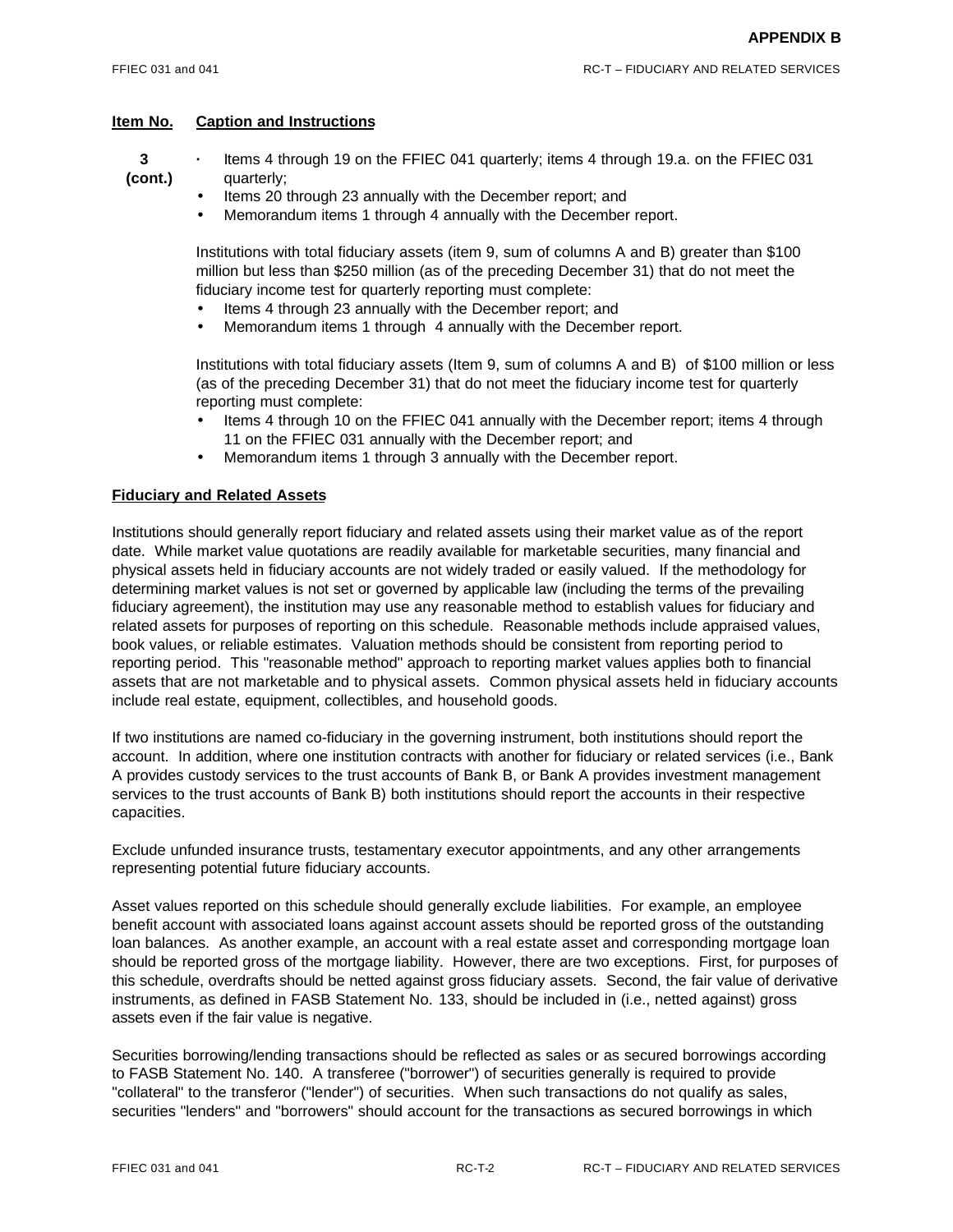**Item No.** **Caption and Instructions**

**3 (cont.)**

- Items 4 through 19 on the FFIEC 041 quarterly; items 4 through 19.a. on the FFIEC 031 quarterly;
- Items 20 through 23 annually with the December report; and
- Memorandum items 1 through 4 annually with the December report.

Institutions with total fiduciary assets (item 9, sum of columns A and B) greater than $100 million but less than $250 million (as of the preceding December 31) that do not meet the fiduciary income test for quarterly reporting must complete:

- Items 4 through 23 annually with the December report; and
- Memorandum items 1 through 4 annually with the December report.

Institutions with total fiduciary assets (Item 9, sum of columns A and B) of $100 million or less (as of the preceding December 31) that do not meet the fiduciary income test for quarterly reporting must complete:

- Items 4 through 10 on the FFIEC 041 annually with the December report; items 4 through 11 on the FFIEC 031 annually with the December report; and
- Memorandum items 1 through 3 annually with the December report.

**Fiduciary and Related Assets**

Institutions should generally report fiduciary and related assets using their market value as of the report date. While market value quotations are readily available for marketable securities, many financial and physical assets held in fiduciary accounts are not widely traded or easily valued. If the methodology for determining market values is not set or governed by applicable law (including the terms of the prevailing fiduciary agreement), the institution may use any reasonable method to establish values for fiduciary and related assets for purposes of reporting on this schedule. Reasonable methods include appraised values, book values, or reliable estimates. Valuation methods should be consistent from reporting period to reporting period. This "reasonable method" approach to reporting market values applies both to financial assets that are not marketable and to physical assets. Common physical assets held in fiduciary accounts include real estate, equipment, collectibles, and household goods.

If two institutions are named co-fiduciary in the governing instrument, both institutions should report the account. In addition, where one institution contracts with another for fiduciary or related services (i.e., Bank A provides custody services to the trust accounts of Bank B, or Bank A provides investment management services to the trust accounts of Bank B) both institutions should report the accounts in their respective capacities.

Exclude unfunded insurance trusts, testamentary executor appointments, and any other arrangements representing potential future fiduciary accounts.

Asset values reported on this schedule should generally exclude liabilities. For example, an employee benefit account with associated loans against account assets should be reported gross of the outstanding loan balances. As another example, an account with a real estate asset and corresponding mortgage loan should be reported gross of the mortgage liability. However, there are two exceptions. First, for purposes of this schedule, overdrafts should be netted against gross fiduciary assets. Second, the fair value of derivative instruments, as defined in FASB Statement No. 133, should be included in (i.e., netted against) gross assets even if the fair value is negative.

Securities borrowing/lending transactions should be reflected as sales or as secured borrowings according to FASB Statement No. 140. A transferee ("borrower") of securities generally is required to provide "collateral" to the transferor ("lender") of securities. When such transactions do not qualify as sales, securities "lenders" and "borrowers" should account for the transactions as secured borrowings in which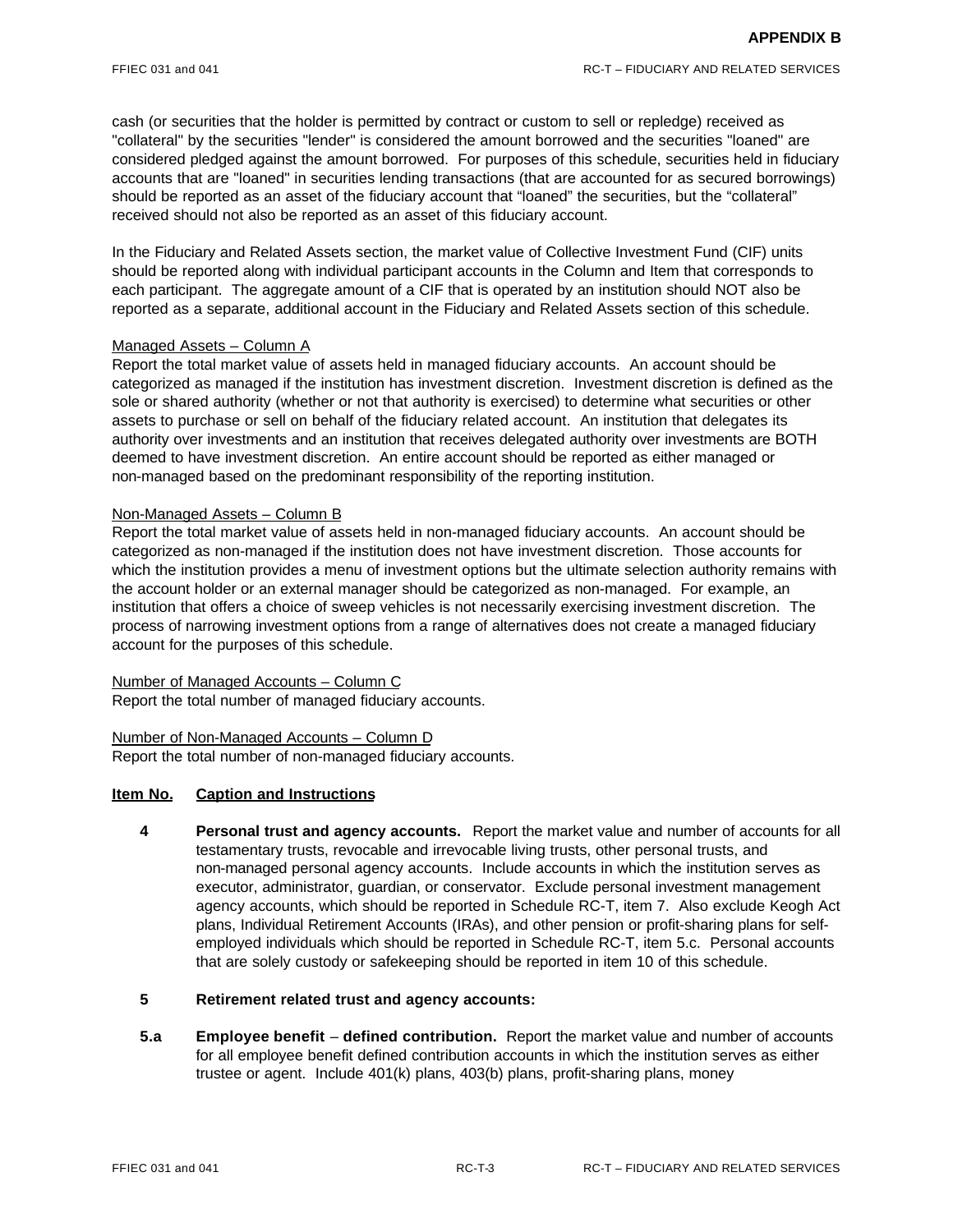cash (or securities that the holder is permitted by contract or custom to sell or repledge) received as "collateral" by the securities "lender" is considered the amount borrowed and the securities "loaned" are considered pledged against the amount borrowed. For purposes of this schedule, securities held in fiduciary accounts that are "loaned" in securities lending transactions (that are accounted for as secured borrowings) should be reported as an asset of the fiduciary account that "loaned" the securities, but the "collateral" received should not also be reported as an asset of this fiduciary account.

In the Fiduciary and Related Assets section, the market value of Collective Investment Fund (CIF) units should be reported along with individual participant accounts in the Column and Item that corresponds to each participant. The aggregate amount of a CIF that is operated by an institution should NOT also be reported as a separate, additional account in the Fiduciary and Related Assets section of this schedule.

Managed Assets – Column A
Report the total market value of assets held in managed fiduciary accounts. An account should be categorized as managed if the institution has investment discretion. Investment discretion is defined as the sole or shared authority (whether or not that authority is exercised) to determine what securities or other assets to purchase or sell on behalf of the fiduciary related account. An institution that delegates its authority over investments and an institution that receives delegated authority over investments are BOTH deemed to have investment discretion. An entire account should be reported as either managed or non-managed based on the predominant responsibility of the reporting institution.

Non-Managed Assets – Column B
Report the total market value of assets held in non-managed fiduciary accounts. An account should be categorized as non-managed if the institution does not have investment discretion. Those accounts for which the institution provides a menu of investment options but the ultimate selection authority remains with the account holder or an external manager should be categorized as non-managed. For example, an institution that offers a choice of sweep vehicles is not necessarily exercising investment discretion. The process of narrowing investment options from a range of alternatives does not create a managed fiduciary account for the purposes of this schedule.

Number of Managed Accounts – Column C
Report the total number of managed fiduciary accounts.

Number of Non-Managed Accounts – Column D
Report the total number of non-managed fiduciary accounts.

**Item No. Caption and Instructions**

**4 Personal trust and agency accounts.** Report the market value and number of accounts for all testamentary trusts, revocable and irrevocable living trusts, other personal trusts, and non-managed personal agency accounts. Include accounts in which the institution serves as executor, administrator, guardian, or conservator. Exclude personal investment management agency accounts, which should be reported in Schedule RC-T, item 7. Also exclude Keogh Act plans, Individual Retirement Accounts (IRAs), and other pension or profit-sharing plans for self-employed individuals which should be reported in Schedule RC-T, item 5.c. Personal accounts that are solely custody or safekeeping should be reported in item 10 of this schedule.

**5 Retirement related trust and agency accounts:**

**5.a Employee benefit – defined contribution.** Report the market value and number of accounts for all employee benefit defined contribution accounts in which the institution serves as either trustee or agent. Include 401(k) plans, 403(b) plans, profit-sharing plans, money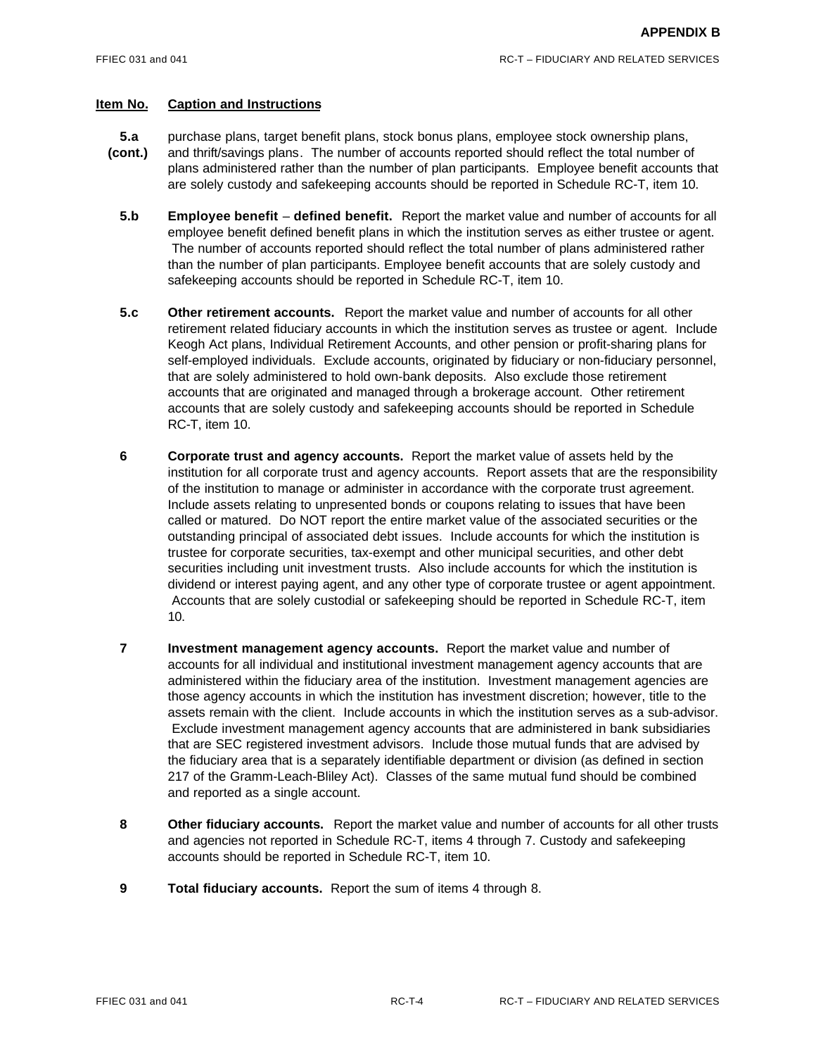| Item No. | Caption and Instructions |
|---|---|
| 5.a (cont.) | purchase plans, target benefit plans, stock bonus plans, employee stock ownership plans, and thrift/savings plans. The number of accounts reported should reflect the total number of plans administered rather than the number of plan participants. Employee benefit accounts that are solely custody and safekeeping accounts should be reported in Schedule RC-T, item 10. |
| 5.b | **Employee benefit – defined benefit.** Report the market value and number of accounts for all employee benefit defined benefit plans in which the institution serves as either trustee or agent. The number of accounts reported should reflect the total number of plans administered rather than the number of plan participants. Employee benefit accounts that are solely custody and safekeeping accounts should be reported in Schedule RC-T, item 10. |
| 5.c | **Other retirement accounts.** Report the market value and number of accounts for all other retirement related fiduciary accounts in which the institution serves as trustee or agent. Include Keogh Act plans, Individual Retirement Accounts, and other pension or profit-sharing plans for self-employed individuals. Exclude accounts, originated by fiduciary or non-fiduciary personnel, that are solely administered to hold own-bank deposits. Also exclude those retirement accounts that are originated and managed through a brokerage account. Other retirement accounts that are solely custody and safekeeping accounts should be reported in Schedule RC-T, item 10. |
| 6 | **Corporate trust and agency accounts.** Report the market value of assets held by the institution for all corporate trust and agency accounts. Report assets that are the responsibility of the institution to manage or administer in accordance with the corporate trust agreement. Include assets relating to unpresented bonds or coupons relating to issues that have been called or matured. Do NOT report the entire market value of the associated securities or the outstanding principal of associated debt issues. Include accounts for which the institution is trustee for corporate securities, tax-exempt and other municipal securities, and other debt securities including unit investment trusts. Also include accounts for which the institution is dividend or interest paying agent, and any other type of corporate trustee or agent appointment. Accounts that are solely custodial or safekeeping should be reported in Schedule RC-T, item 10. |
| 7 | **Investment management agency accounts.** Report the market value and number of accounts for all individual and institutional investment management agency accounts that are administered within the fiduciary area of the institution. Investment management agencies are those agency accounts in which the institution has investment discretion; however, title to the assets remain with the client. Include accounts in which the institution serves as a sub-advisor. Exclude investment management agency accounts that are administered in bank subsidiaries that are SEC registered investment advisors. Include those mutual funds that are advised by the fiduciary area that is a separately identifiable department or division (as defined in section 217 of the Gramm-Leach-Bliley Act). Classes of the same mutual fund should be combined and reported as a single account. |
| 8 | **Other fiduciary accounts.** Report the market value and number of accounts for all other trusts and agencies not reported in Schedule RC-T, items 4 through 7. Custody and safekeeping accounts should be reported in Schedule RC-T, item 10. |
| 9 | **Total fiduciary accounts.** Report the sum of items 4 through 8. |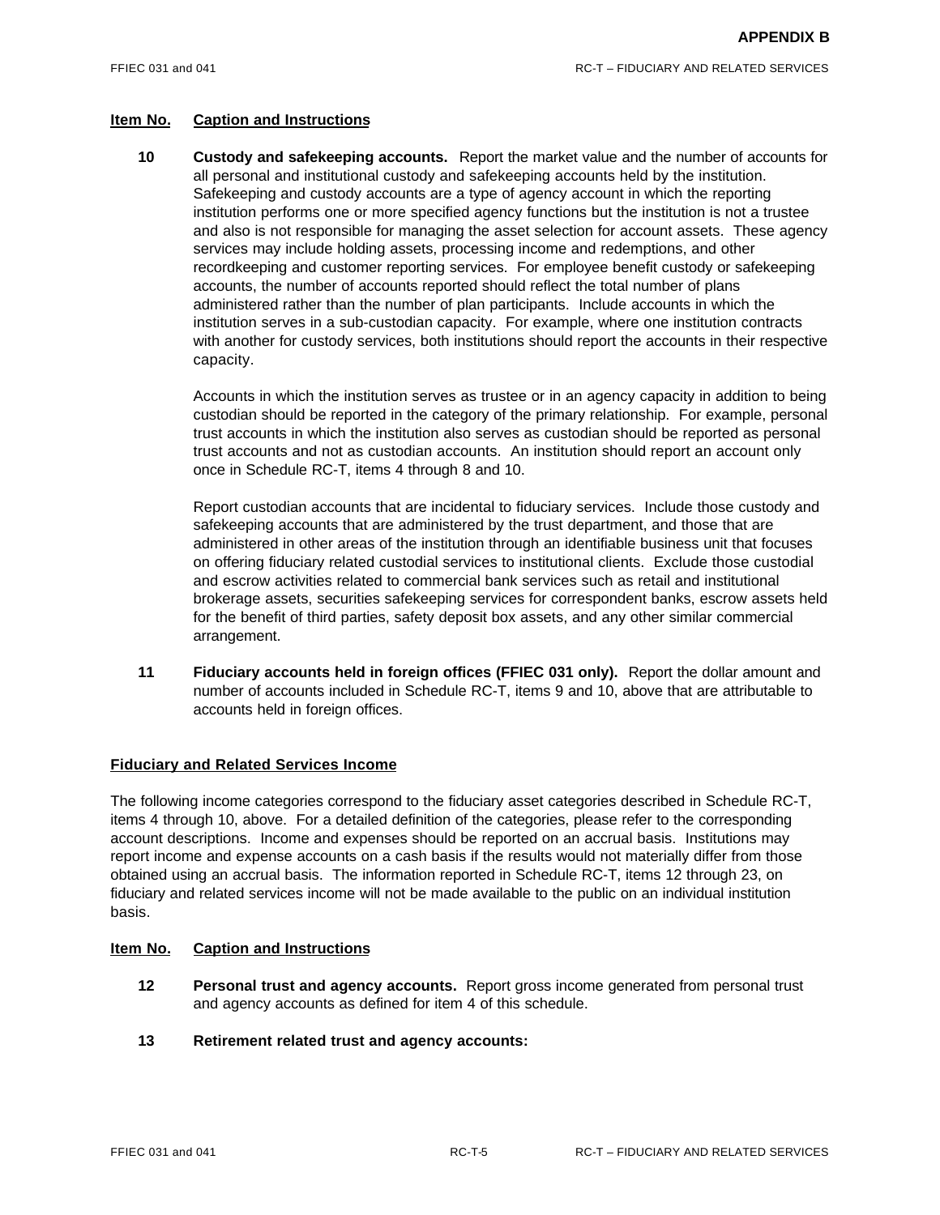**Item No.** **Caption and Instructions**

**10** **Custody and safekeeping accounts.** Report the market value and the number of accounts for all personal and institutional custody and safekeeping accounts held by the institution. Safekeeping and custody accounts are a type of agency account in which the reporting institution performs one or more specified agency functions but the institution is not a trustee and also is not responsible for managing the asset selection for account assets. These agency services may include holding assets, processing income and redemptions, and other recordkeeping and customer reporting services. For employee benefit custody or safekeeping accounts, the number of accounts reported should reflect the total number of plans administered rather than the number of plan participants. Include accounts in which the institution serves in a sub-custodian capacity. For example, where one institution contracts with another for custody services, both institutions should report the accounts in their respective capacity.

Accounts in which the institution serves as trustee or in an agency capacity in addition to being custodian should be reported in the category of the primary relationship. For example, personal trust accounts in which the institution also serves as custodian should be reported as personal trust accounts and not as custodian accounts. An institution should report an account only once in Schedule RC-T, items 4 through 8 and 10.

Report custodian accounts that are incidental to fiduciary services. Include those custody and safekeeping accounts that are administered by the trust department, and those that are administered in other areas of the institution through an identifiable business unit that focuses on offering fiduciary related custodial services to institutional clients. Exclude those custodial and escrow activities related to commercial bank services such as retail and institutional brokerage assets, securities safekeeping services for correspondent banks, escrow assets held for the benefit of third parties, safety deposit box assets, and any other similar commercial arrangement.

**11** **Fiduciary accounts held in foreign offices (FFIEC 031 only).** Report the dollar amount and number of accounts included in Schedule RC-T, items 9 and 10, above that are attributable to accounts held in foreign offices.

## Fiduciary and Related Services Income

The following income categories correspond to the fiduciary asset categories described in Schedule RC-T, items 4 through 10, above. For a detailed definition of the categories, please refer to the corresponding account descriptions. Income and expenses should be reported on an accrual basis. Institutions may report income and expense accounts on a cash basis if the results would not materially differ from those obtained using an accrual basis. The information reported in Schedule RC-T, items 12 through 23, on fiduciary and related services income will not be made available to the public on an individual institution basis.

**Item No.** **Caption and Instructions**

**12** **Personal trust and agency accounts.** Report gross income generated from personal trust and agency accounts as defined for item 4 of this schedule.

**13** **Retirement related trust and agency accounts:**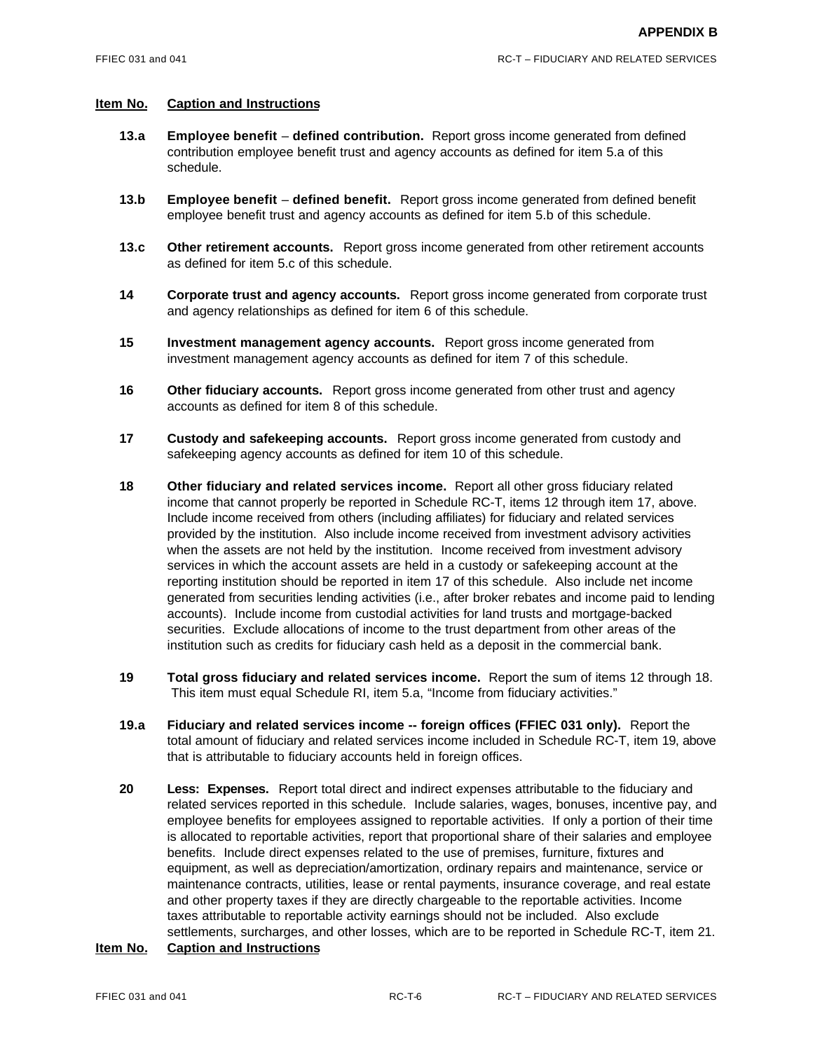| Item No. | Caption and Instructions |
|---|---|
| **13.a** | **Employee benefit** – **defined contribution.** Report gross income generated from defined contribution employee benefit trust and agency accounts as defined for item 5.a of this schedule. |
| **13.b** | **Employee benefit** – **defined benefit.** Report gross income generated from defined benefit employee benefit trust and agency accounts as defined for item 5.b of this schedule. |
| **13.c** | **Other retirement accounts.** Report gross income generated from other retirement accounts as defined for item 5.c of this schedule. |
| **14** | **Corporate trust and agency accounts.** Report gross income generated from corporate trust and agency relationships as defined for item 6 of this schedule. |
| **15** | **Investment management agency accounts.** Report gross income generated from investment management agency accounts as defined for item 7 of this schedule. |
| **16** | **Other fiduciary accounts.** Report gross income generated from other trust and agency accounts as defined for item 8 of this schedule. |
| **17** | **Custody and safekeeping accounts.** Report gross income generated from custody and safekeeping agency accounts as defined for item 10 of this schedule. |
| **18** | **Other fiduciary and related services income.** Report all other gross fiduciary related income that cannot properly be reported in Schedule RC-T, items 12 through item 17, above. Include income received from others (including affiliates) for fiduciary and related services provided by the institution. Also include income received from investment advisory activities when the assets are not held by the institution. Income received from investment advisory services in which the account assets are held in a custody or safekeeping account at the reporting institution should be reported in item 17 of this schedule. Also include net income generated from securities lending activities (i.e., after broker rebates and income paid to lending accounts). Include income from custodial activities for land trusts and mortgage-backed securities. Exclude allocations of income to the trust department from other areas of the institution such as credits for fiduciary cash held as a deposit in the commercial bank. |
| **19** | **Total gross fiduciary and related services income.** Report the sum of items 12 through 18. This item must equal Schedule RI, item 5.a, "Income from fiduciary activities." |
| **19.a** | **Fiduciary and related services income -- foreign offices (FFIEC 031 only).** Report the total amount of fiduciary and related services income included in Schedule RC-T, item 19, above that is attributable to fiduciary accounts held in foreign offices. |
| **20** | **Less: Expenses.** Report total direct and indirect expenses attributable to the fiduciary and related services reported in this schedule. Include salaries, wages, bonuses, incentive pay, and employee benefits for employees assigned to reportable activities. If only a portion of their time is allocated to reportable activities, report that proportional share of their salaries and employee benefits. Include direct expenses related to the use of premises, furniture, fixtures and equipment, as well as depreciation/amortization, ordinary repairs and maintenance, service or maintenance contracts, utilities, lease or rental payments, insurance coverage, and real estate and other property taxes if they are directly chargeable to the reportable activities. Income taxes attributable to reportable activity earnings should not be included. Also exclude settlements, surcharges, and other losses, which are to be reported in Schedule RC-T, item 21. |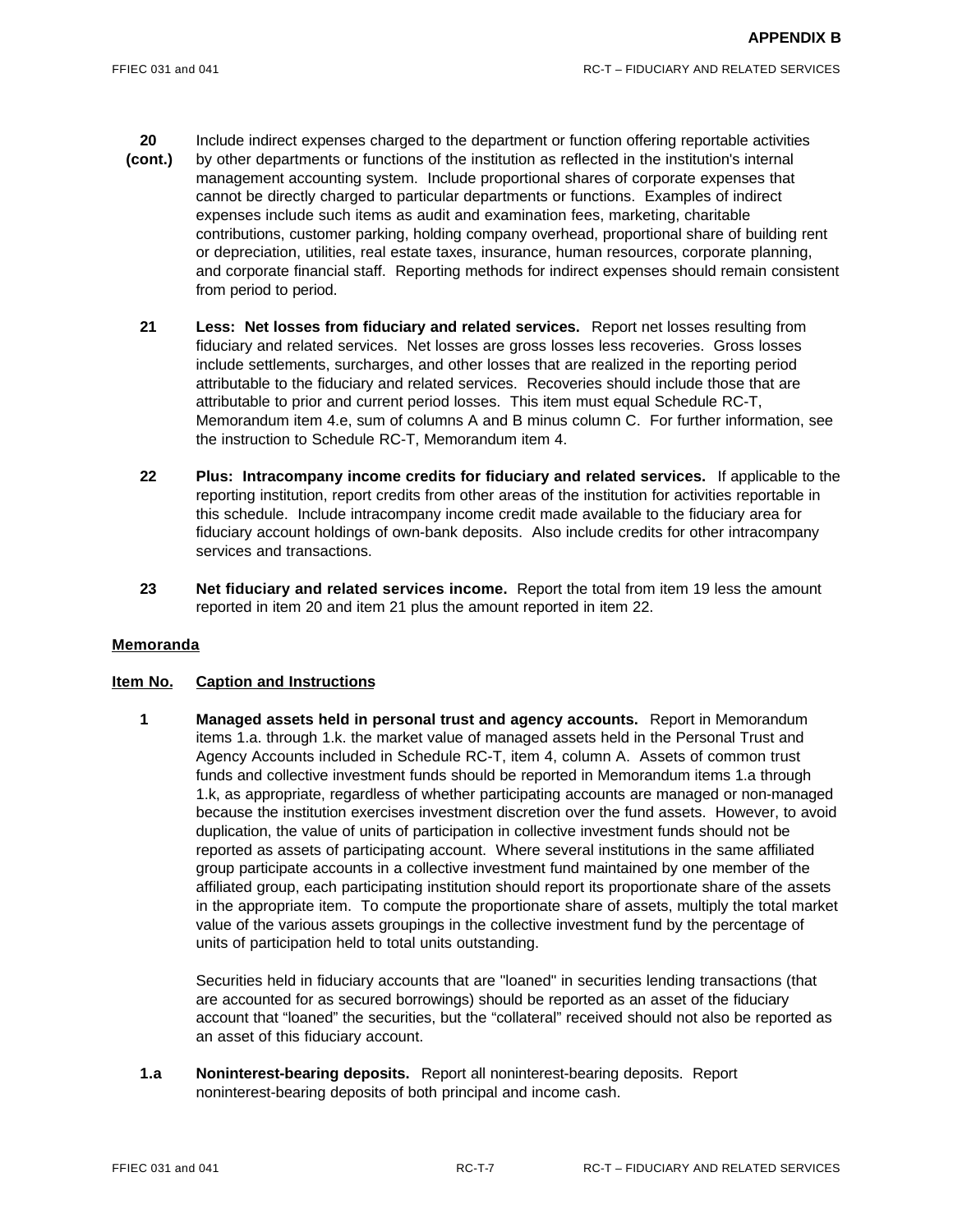**20 (cont.)** Include indirect expenses charged to the department or function offering reportable activities by other departments or functions of the institution as reflected in the institution's internal management accounting system. Include proportional shares of corporate expenses that cannot be directly charged to particular departments or functions. Examples of indirect expenses include such items as audit and examination fees, marketing, charitable contributions, customer parking, holding company overhead, proportional share of building rent or depreciation, utilities, real estate taxes, insurance, human resources, corporate planning, and corporate financial staff. Reporting methods for indirect expenses should remain consistent from period to period.

**21** **Less: Net losses from fiduciary and related services.** Report net losses resulting from fiduciary and related services. Net losses are gross losses less recoveries. Gross losses include settlements, surcharges, and other losses that are realized in the reporting period attributable to the fiduciary and related services. Recoveries should include those that are attributable to prior and current period losses. This item must equal Schedule RC-T, Memorandum item 4.e, sum of columns A and B minus column C. For further information, see the instruction to Schedule RC-T, Memorandum item 4.

**22** **Plus: Intracompany income credits for fiduciary and related services.** If applicable to the reporting institution, report credits from other areas of the institution for activities reportable in this schedule. Include intracompany income credit made available to the fiduciary area for fiduciary account holdings of own-bank deposits. Also include credits for other intracompany services and transactions.

**23** **Net fiduciary and related services income.** Report the total from item 19 less the amount reported in item 20 and item 21 plus the amount reported in item 22.

## Memoranda

**Item No.** **Caption and Instructions**

**1** **Managed assets held in personal trust and agency accounts.** Report in Memorandum items 1.a. through 1.k. the market value of managed assets held in the Personal Trust and Agency Accounts included in Schedule RC-T, item 4, column A. Assets of common trust funds and collective investment funds should be reported in Memorandum items 1.a through 1.k, as appropriate, regardless of whether participating accounts are managed or non-managed because the institution exercises investment discretion over the fund assets. However, to avoid duplication, the value of units of participation in collective investment funds should not be reported as assets of participating account. Where several institutions in the same affiliated group participate accounts in a collective investment fund maintained by one member of the affiliated group, each participating institution should report its proportionate share of the assets in the appropriate item. To compute the proportionate share of assets, multiply the total market value of the various assets groupings in the collective investment fund by the percentage of units of participation held to total units outstanding.

Securities held in fiduciary accounts that are "loaned" in securities lending transactions (that are accounted for as secured borrowings) should be reported as an asset of the fiduciary account that "loaned" the securities, but the "collateral" received should not also be reported as an asset of this fiduciary account.

**1.a** **Noninterest-bearing deposits.** Report all noninterest-bearing deposits. Report noninterest-bearing deposits of both principal and income cash.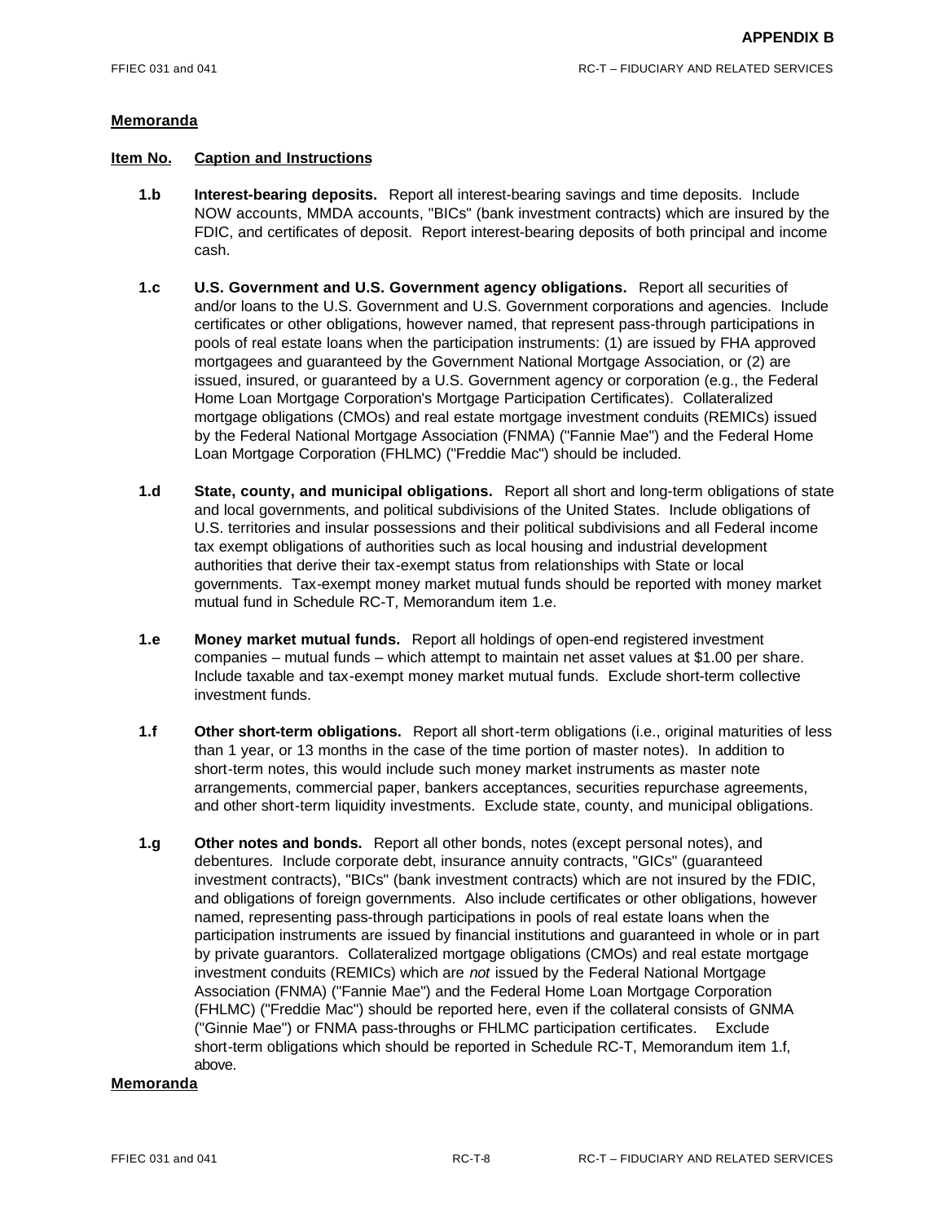## Memoranda

**Item No.** **Caption and Instructions**

**1.b** **Interest-bearing deposits.** Report all interest-bearing savings and time deposits. Include NOW accounts, MMDA accounts, "BICs" (bank investment contracts) which are insured by the FDIC, and certificates of deposit. Report interest-bearing deposits of both principal and income cash.

**1.c** **U.S. Government and U.S. Government agency obligations.** Report all securities of and/or loans to the U.S. Government and U.S. Government corporations and agencies. Include certificates or other obligations, however named, that represent pass-through participations in pools of real estate loans when the participation instruments: (1) are issued by FHA approved mortgagees and guaranteed by the Government National Mortgage Association, or (2) are issued, insured, or guaranteed by a U.S. Government agency or corporation (e.g., the Federal Home Loan Mortgage Corporation's Mortgage Participation Certificates). Collateralized mortgage obligations (CMOs) and real estate mortgage investment conduits (REMICs) issued by the Federal National Mortgage Association (FNMA) ("Fannie Mae") and the Federal Home Loan Mortgage Corporation (FHLMC) ("Freddie Mac") should be included.

**1.d** **State, county, and municipal obligations.** Report all short and long-term obligations of state and local governments, and political subdivisions of the United States. Include obligations of U.S. territories and insular possessions and their political subdivisions and all Federal income tax exempt obligations of authorities such as local housing and industrial development authorities that derive their tax-exempt status from relationships with State or local governments. Tax-exempt money market mutual funds should be reported with money market mutual fund in Schedule RC-T, Memorandum item 1.e.

**1.e** **Money market mutual funds.** Report all holdings of open-end registered investment companies – mutual funds – which attempt to maintain net asset values at $1.00 per share. Include taxable and tax-exempt money market mutual funds. Exclude short-term collective investment funds.

**1.f** **Other short-term obligations.** Report all short-term obligations (i.e., original maturities of less than 1 year, or 13 months in the case of the time portion of master notes). In addition to short-term notes, this would include such money market instruments as master note arrangements, commercial paper, bankers acceptances, securities repurchase agreements, and other short-term liquidity investments. Exclude state, county, and municipal obligations.

**1.g** **Other notes and bonds.** Report all other bonds, notes (except personal notes), and debentures. Include corporate debt, insurance annuity contracts, "GICs" (guaranteed investment contracts), "BICs" (bank investment contracts) which are not insured by the FDIC, and obligations of foreign governments. Also include certificates or other obligations, however named, representing pass-through participations in pools of real estate loans when the participation instruments are issued by financial institutions and guaranteed in whole or in part by private guarantors. Collateralized mortgage obligations (CMOs) and real estate mortgage investment conduits (REMICs) which are *not* issued by the Federal National Mortgage Association (FNMA) ("Fannie Mae") and the Federal Home Loan Mortgage Corporation (FHLMC) ("Freddie Mac") should be reported here, even if the collateral consists of GNMA ("Ginnie Mae") or FNMA pass-throughs or FHLMC participation certificates. Exclude short-term obligations which should be reported in Schedule RC-T, Memorandum item 1.f, above.

## Memoranda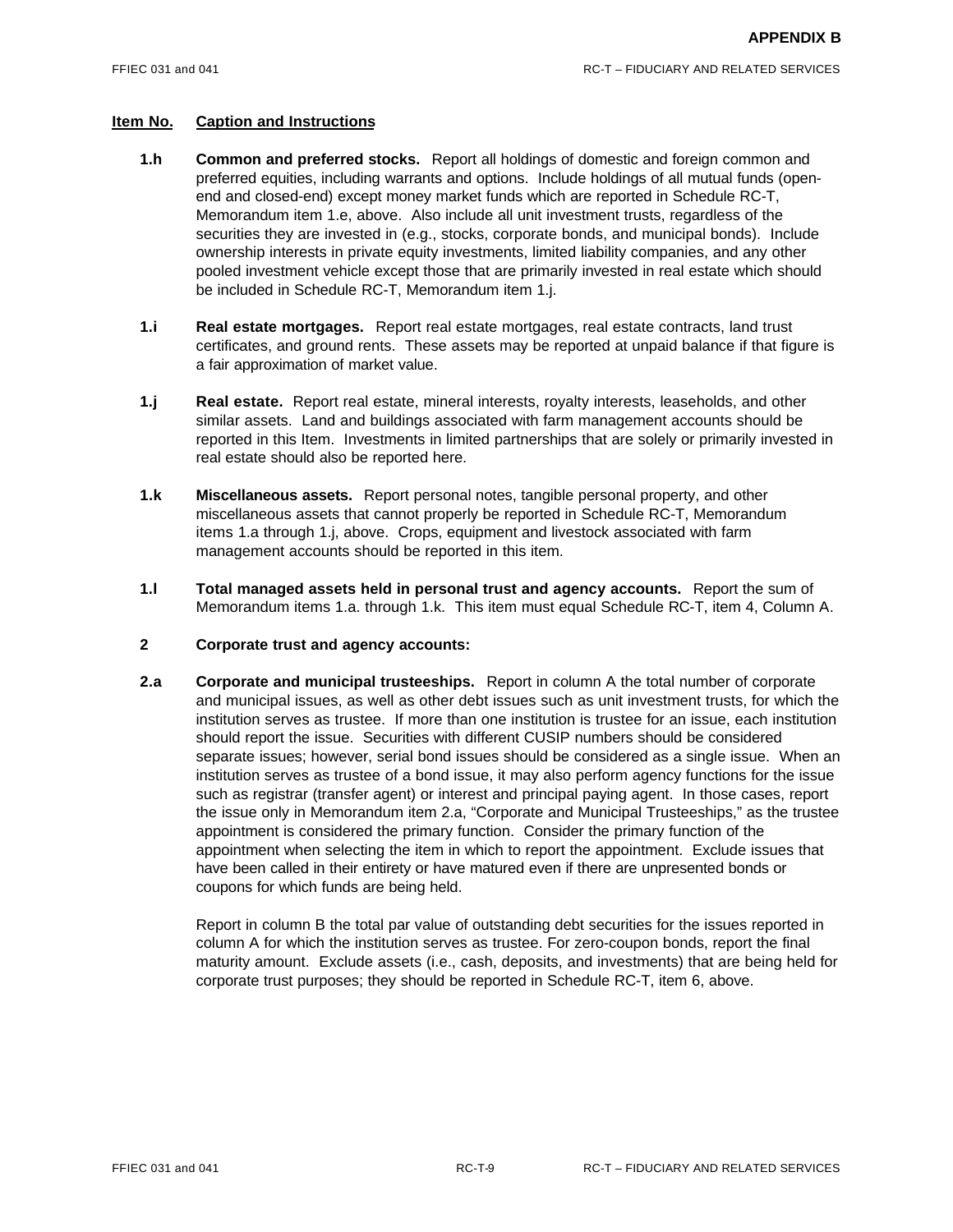**Item No.** **Caption and Instructions**

**1.h** **Common and preferred stocks.** Report all holdings of domestic and foreign common and preferred equities, including warrants and options. Include holdings of all mutual funds (open-end and closed-end) except money market funds which are reported in Schedule RC-T, Memorandum item 1.e, above. Also include all unit investment trusts, regardless of the securities they are invested in (e.g., stocks, corporate bonds, and municipal bonds). Include ownership interests in private equity investments, limited liability companies, and any other pooled investment vehicle except those that are primarily invested in real estate which should be included in Schedule RC-T, Memorandum item 1.j.

**1.i** **Real estate mortgages.** Report real estate mortgages, real estate contracts, land trust certificates, and ground rents. These assets may be reported at unpaid balance if that figure is a fair approximation of market value.

**1.j** **Real estate.** Report real estate, mineral interests, royalty interests, leaseholds, and other similar assets. Land and buildings associated with farm management accounts should be reported in this Item. Investments in limited partnerships that are solely or primarily invested in real estate should also be reported here.

**1.k** **Miscellaneous assets.** Report personal notes, tangible personal property, and other miscellaneous assets that cannot properly be reported in Schedule RC-T, Memorandum items 1.a through 1.j, above. Crops, equipment and livestock associated with farm management accounts should be reported in this item.

**1.l** **Total managed assets held in personal trust and agency accounts.** Report the sum of Memorandum items 1.a. through 1.k. This item must equal Schedule RC-T, item 4, Column A.

**2** **Corporate trust and agency accounts:**

**2.a** **Corporate and municipal trusteeships.** Report in column A the total number of corporate and municipal issues, as well as other debt issues such as unit investment trusts, for which the institution serves as trustee. If more than one institution is trustee for an issue, each institution should report the issue. Securities with different CUSIP numbers should be considered separate issues; however, serial bond issues should be considered as a single issue. When an institution serves as trustee of a bond issue, it may also perform agency functions for the issue such as registrar (transfer agent) or interest and principal paying agent. In those cases, report the issue only in Memorandum item 2.a, "Corporate and Municipal Trusteeships," as the trustee appointment is considered the primary function. Consider the primary function of the appointment when selecting the item in which to report the appointment. Exclude issues that have been called in their entirety or have matured even if there are unpresented bonds or coupons for which funds are being held.

Report in column B the total par value of outstanding debt securities for the issues reported in column A for which the institution serves as trustee. For zero-coupon bonds, report the final maturity amount. Exclude assets (i.e., cash, deposits, and investments) that are being held for corporate trust purposes; they should be reported in Schedule RC-T, item 6, above.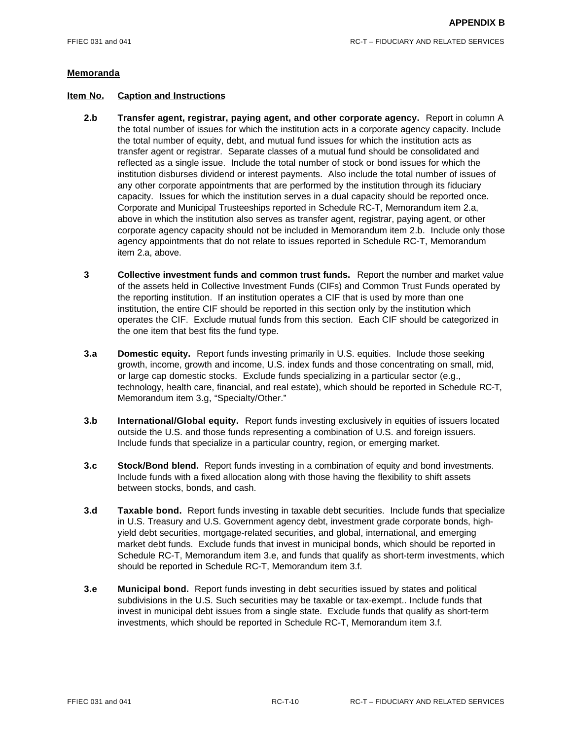**Memoranda**

**Item No.** **Caption and Instructions**

**2.b** **Transfer agent, registrar, paying agent, and other corporate agency.** Report in column A the total number of issues for which the institution acts in a corporate agency capacity. Include the total number of equity, debt, and mutual fund issues for which the institution acts as transfer agent or registrar. Separate classes of a mutual fund should be consolidated and reflected as a single issue. Include the total number of stock or bond issues for which the institution disburses dividend or interest payments. Also include the total number of issues of any other corporate appointments that are performed by the institution through its fiduciary capacity. Issues for which the institution serves in a dual capacity should be reported once. Corporate and Municipal Trusteeships reported in Schedule RC-T, Memorandum item 2.a, above in which the institution also serves as transfer agent, registrar, paying agent, or other corporate agency capacity should not be included in Memorandum item 2.b. Include only those agency appointments that do not relate to issues reported in Schedule RC-T, Memorandum item 2.a, above.

**3** **Collective investment funds and common trust funds.** Report the number and market value of the assets held in Collective Investment Funds (CIFs) and Common Trust Funds operated by the reporting institution. If an institution operates a CIF that is used by more than one institution, the entire CIF should be reported in this section only by the institution which operates the CIF. Exclude mutual funds from this section. Each CIF should be categorized in the one item that best fits the fund type.

**3.a** **Domestic equity.** Report funds investing primarily in U.S. equities. Include those seeking growth, income, growth and income, U.S. index funds and those concentrating on small, mid, or large cap domestic stocks. Exclude funds specializing in a particular sector (e.g., technology, health care, financial, and real estate), which should be reported in Schedule RC-T, Memorandum item 3.g, "Specialty/Other."

**3.b** **International/Global equity.** Report funds investing exclusively in equities of issuers located outside the U.S. and those funds representing a combination of U.S. and foreign issuers. Include funds that specialize in a particular country, region, or emerging market.

**3.c** **Stock/Bond blend.** Report funds investing in a combination of equity and bond investments. Include funds with a fixed allocation along with those having the flexibility to shift assets between stocks, bonds, and cash.

**3.d** **Taxable bond.** Report funds investing in taxable debt securities. Include funds that specialize in U.S. Treasury and U.S. Government agency debt, investment grade corporate bonds, high-yield debt securities, mortgage-related securities, and global, international, and emerging market debt funds. Exclude funds that invest in municipal bonds, which should be reported in Schedule RC-T, Memorandum item 3.e, and funds that qualify as short-term investments, which should be reported in Schedule RC-T, Memorandum item 3.f.

**3.e** **Municipal bond.** Report funds investing in debt securities issued by states and political subdivisions in the U.S. Such securities may be taxable or tax-exempt.. Include funds that invest in municipal debt issues from a single state. Exclude funds that qualify as short-term investments, which should be reported in Schedule RC-T, Memorandum item 3.f.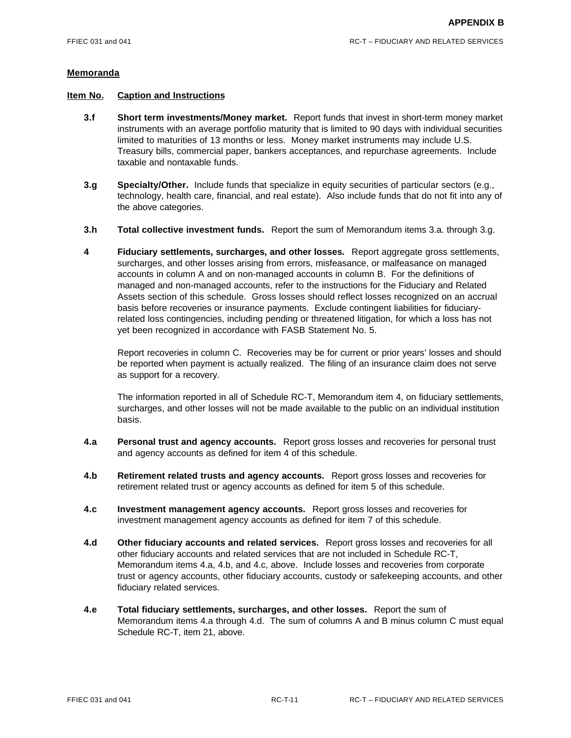**Memoranda**

**Item No.** **Caption and Instructions**

**3.f** **Short term investments/Money market.** Report funds that invest in short-term money market instruments with an average portfolio maturity that is limited to 90 days with individual securities limited to maturities of 13 months or less. Money market instruments may include U.S. Treasury bills, commercial paper, bankers acceptances, and repurchase agreements. Include taxable and nontaxable funds.

**3.g** **Specialty/Other.** Include funds that specialize in equity securities of particular sectors (e.g., technology, health care, financial, and real estate). Also include funds that do not fit into any of the above categories.

**3.h** **Total collective investment funds.** Report the sum of Memorandum items 3.a. through 3.g.

**4** **Fiduciary settlements, surcharges, and other losses.** Report aggregate gross settlements, surcharges, and other losses arising from errors, misfeasance, or malfeasance on managed accounts in column A and on non-managed accounts in column B. For the definitions of managed and non-managed accounts, refer to the instructions for the Fiduciary and Related Assets section of this schedule. Gross losses should reflect losses recognized on an accrual basis before recoveries or insurance payments. Exclude contingent liabilities for fiduciary-related loss contingencies, including pending or threatened litigation, for which a loss has not yet been recognized in accordance with FASB Statement No. 5.

Report recoveries in column C. Recoveries may be for current or prior years' losses and should be reported when payment is actually realized. The filing of an insurance claim does not serve as support for a recovery.

The information reported in all of Schedule RC-T, Memorandum item 4, on fiduciary settlements, surcharges, and other losses will not be made available to the public on an individual institution basis.

**4.a** **Personal trust and agency accounts.** Report gross losses and recoveries for personal trust and agency accounts as defined for item 4 of this schedule.

**4.b** **Retirement related trusts and agency accounts.** Report gross losses and recoveries for retirement related trust or agency accounts as defined for item 5 of this schedule.

**4.c** **Investment management agency accounts.** Report gross losses and recoveries for investment management agency accounts as defined for item 7 of this schedule.

**4.d** **Other fiduciary accounts and related services.** Report gross losses and recoveries for all other fiduciary accounts and related services that are not included in Schedule RC-T, Memorandum items 4.a, 4.b, and 4.c, above. Include losses and recoveries from corporate trust or agency accounts, other fiduciary accounts, custody or safekeeping accounts, and other fiduciary related services.

**4.e** **Total fiduciary settlements, surcharges, and other losses.** Report the sum of Memorandum items 4.a through 4.d. The sum of columns A and B minus column C must equal Schedule RC-T, item 21, above.